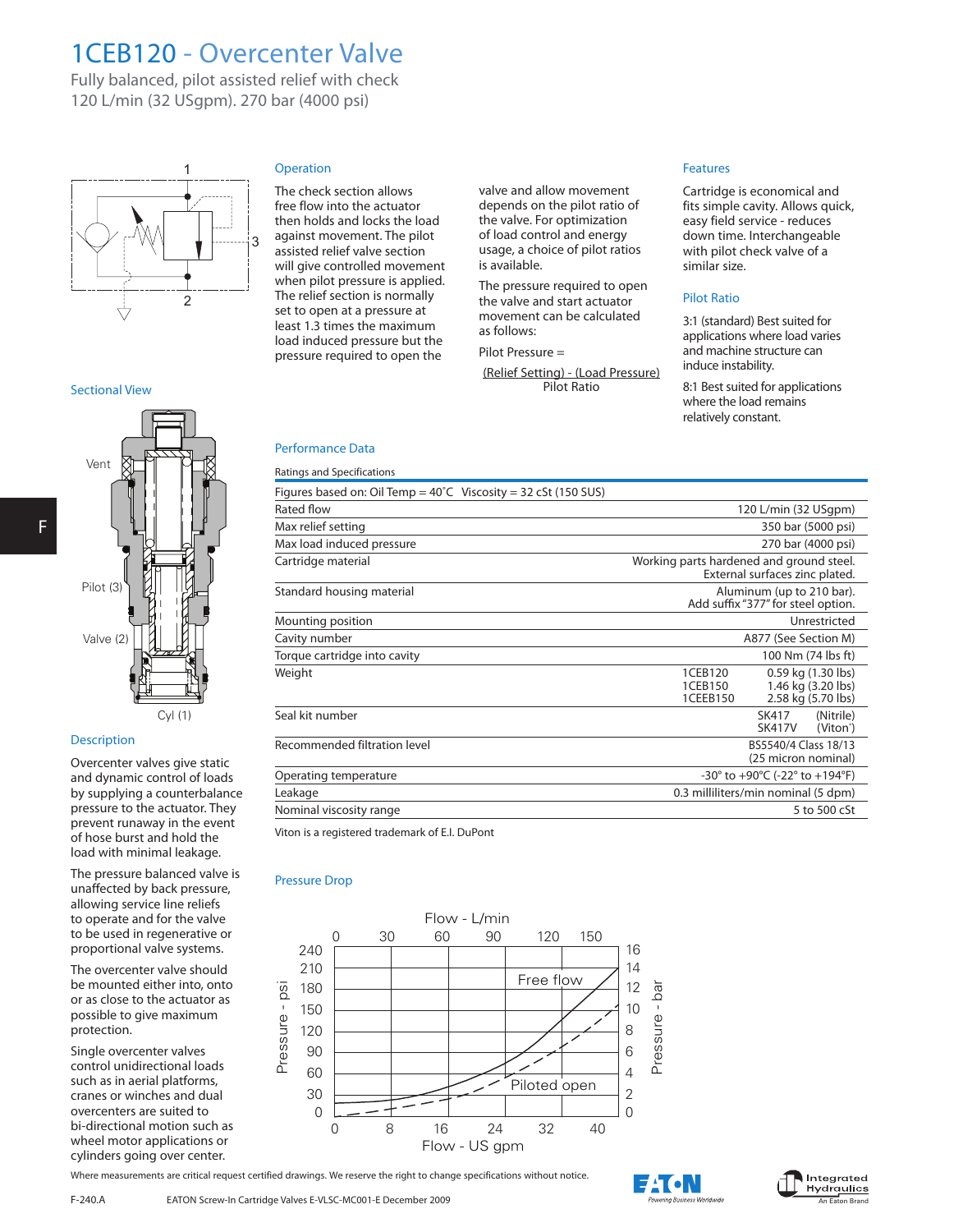# 1CEB120 - Overcenter Valve

Fully balanced, pilot assisted relief with check
120 L/min (32 USgpm). 270 bar (4000 psi)

## Operation

The check section allows free flow into the actuator then holds and locks the load against movement. The pilot assisted relief valve section will give controlled movement when pilot pressure is applied. The relief section is normally set to open at a pressure at least 1.3 times the maximum load induced pressure but the pressure required to open the valve and allow movement depends on the pilot ratio of the valve. For optimization of load control and energy usage, a choice of pilot ratios is available.

The pressure required to open the valve and start actuator movement can be calculated as follows:

Pilot Pressure =

$$\frac{\text{(Relief Setting)} - \text{(Load Pressure)}}{\text{Pilot Ratio}}$$

## Features

Cartridge is economical and fits simple cavity. Allows quick, easy field service - reduces down time. Interchangeable with pilot check valve of a similar size.

## Pilot Ratio

3:1 (standard) Best suited for applications where load varies and machine structure can induce instability.

8:1 Best suited for applications where the load remains relatively constant.

## Sectional View

Vent

Pilot (3)

Valve (2)

Cyl (1)

## Description

Overcenter valves give static and dynamic control of loads by supplying a counterbalance pressure to the actuator. They prevent runaway in the event of hose burst and hold the load with minimal leakage.

The pressure balanced valve is unaffected by back pressure, allowing service line reliefs to operate and for the valve to be used in regenerative or proportional valve systems.

The overcenter valve should be mounted either into, onto or as close to the actuator as possible to give maximum protection.

Single overcenter valves control unidirectional loads such as in aerial platforms, cranes or winches and dual overcenters are suited to bi-directional motion such as wheel motor applications or cylinders going over center.

## Performance Data

Ratings and Specifications

| Figures based on: Oil Temp = 40˚C Viscosity = 32 cSt (150 SUS) | |
|---|---|
| Rated flow | 120 L/min (32 USgpm) |
| Max relief setting | 350 bar (5000 psi) |
| Max load induced pressure | 270 bar (4000 psi) |
| Cartridge material | Working parts hardened and ground steel. External surfaces zinc plated. |
| Standard housing material | Aluminum (up to 210 bar). Add suffix "377" for steel option. |
| Mounting position | Unrestricted |
| Cavity number | A877 (See Section M) |
| Torque cartridge into cavity | 100 Nm (74 lbs ft) |
| Weight | 1CEB120 0.59 kg (1.30 lbs)<br>1CEB150 1.46 kg (3.20 lbs)<br>1CEEB150 2.58 kg (5.70 lbs) |
| Seal kit number | SK417 (Nitrile)<br>SK417V (Viton®) |
| Recommended filtration level | BS5540/4 Class 18/13 (25 micron nominal) |
| Operating temperature | -30° to +90°C (-22° to +194°F) |
| Leakage | 0.3 milliliters/min nominal (5 dpm) |
| Nominal viscosity range | 5 to 500 cSt |

Viton is a registered trademark of E.I. DuPont

## Pressure Drop

Flow - L/min: 0, 30, 60, 90, 120, 150
Flow - US gpm: 0, 8, 16, 24, 32, 40
Pressure - psi: 0, 30, 60, 90, 120, 150, 180, 210, 240
Pressure - bar: 0, 2, 4, 6, 8, 10, 12, 14, 16

Free flow

Piloted open

Where measurements are critical request certified drawings. We reserve the right to change specifications without notice.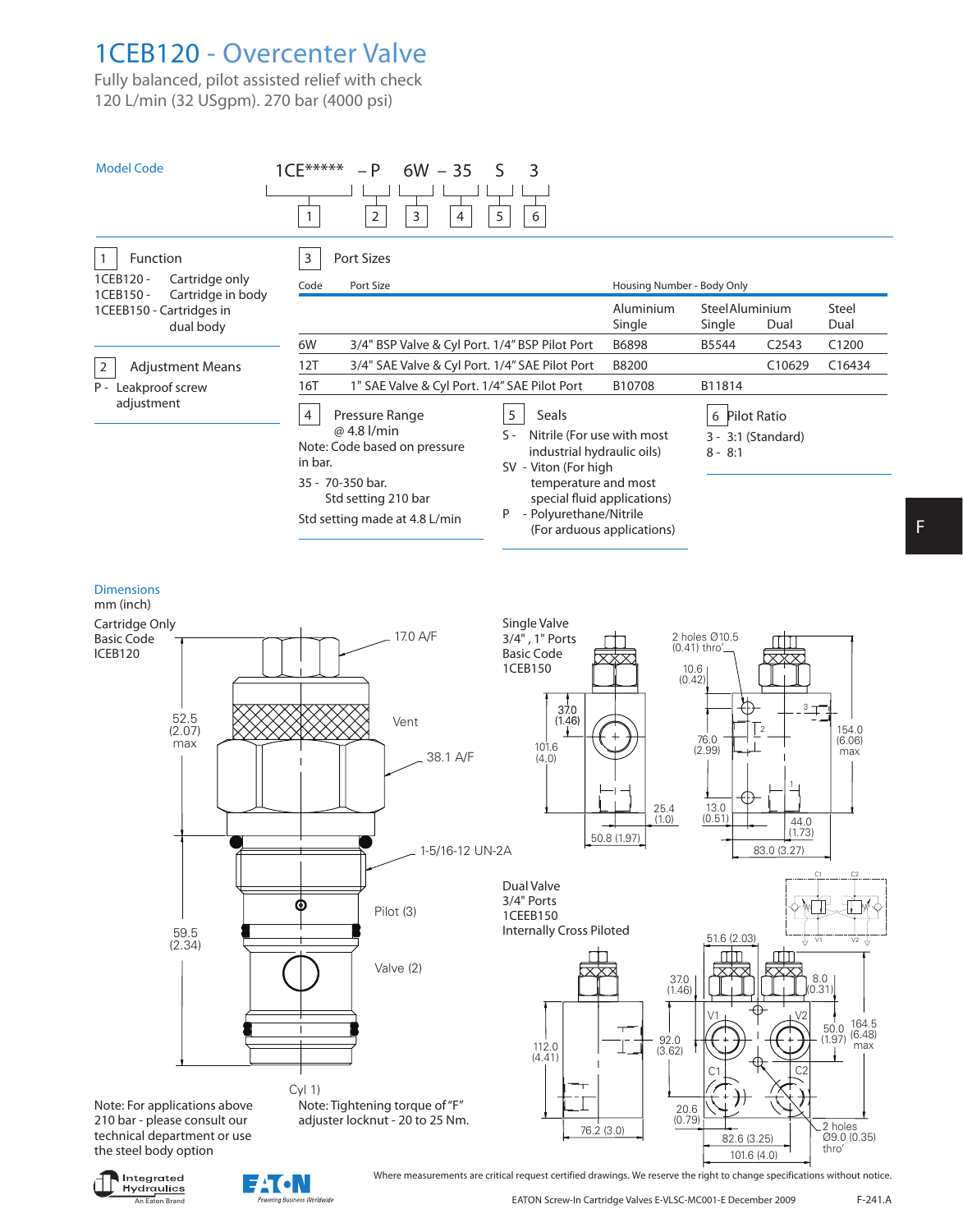# 1CEB120 - Overcenter Valve

Fully balanced, pilot assisted relief with check
120 L/min (32 USgpm). 270 bar (4000 psi)

## Model Code

1CE***** – P 6W – 35 S 3

1 2 3 4 5 6

**1 Function**

1CEB120 - Cartridge only
1CEB150 - Cartridge in body
1CEEB150 - Cartridges in dual body

**2 Adjustment Means**

P - Leakproof screw adjustment

**3 Port Sizes**

| Code | Port Size | Housing Number - Body Only | | | |
|---|---|---|---|---|---|
| | | Aluminium Single | Steel Single | Aluminium Dual | Steel Dual |
| 6W | 3/4" BSP Valve & Cyl Port. 1/4" BSP Pilot Port | B6898 | B5544 | C2543 | C1200 |
| 12T | 3/4" SAE Valve & Cyl Port. 1/4" SAE Pilot Port | B8200 | | C10629 | C16434 |
| 16T | 1" SAE Valve & Cyl Port. 1/4" SAE Pilot Port | B10708 | B11814 | | |

**4 Pressure Range** @ 4.8 l/min

Note: Code based on pressure in bar.

35 - 70-350 bar. Std setting 210 bar

Std setting made at 4.8 L/min

**5 Seals**

S - Nitrile (For use with most industrial hydraulic oils)
SV - Viton (For high temperature and most special fluid applications)
P - Polyurethane/Nitrile (For arduous applications)

**6 Pilot Ratio**

3 - 3:1 (Standard)
8 - 8:1

## Dimensions

mm (inch)

Cartridge Only
Basic Code
ICEB120

17.0 A/F
Vent
38.1 A/F
52.5 (2.07) max
1-5/16-12 UN-2A
Pilot (3)
Valve (2)
59.5 (2.34)
Cyl 1)

Single Valve
3/4" , 1" Ports
Basic Code
1CEB150

2 holes Ø10.5 (0.41) thro'
10.6 (0.42)
37.0 (1.46)
101.6 (4.0)
76.0 (2.99)
154.0 (6.06) max
25.4 (1.0)
13.0 (0.51)
44.0 (1.73)
50.8 (1.97)
83.0 (3.27)

Dual Valve
3/4" Ports
1CEEB150
Internally Cross Piloted

C1 C2 V1 V2
51.6 (2.03)
37.0 (1.46)
8.0 (0.31)
112.0 (4.41)
92.0 (3.62)
50.0 (1.97)
164.5 (6.48) max
20.6 (0.79)
76.2 (3.0)
82.6 (3.25)
101.6 (4.0)
2 holes Ø9.0 (0.35) thro'

Note: For applications above 210 bar - please consult our technical department or use the steel body option

Note: Tightening torque of "F" adjuster locknut - 20 to 25 Nm.

Where measurements are critical request certified drawings. We reserve the right to change specifications without notice.